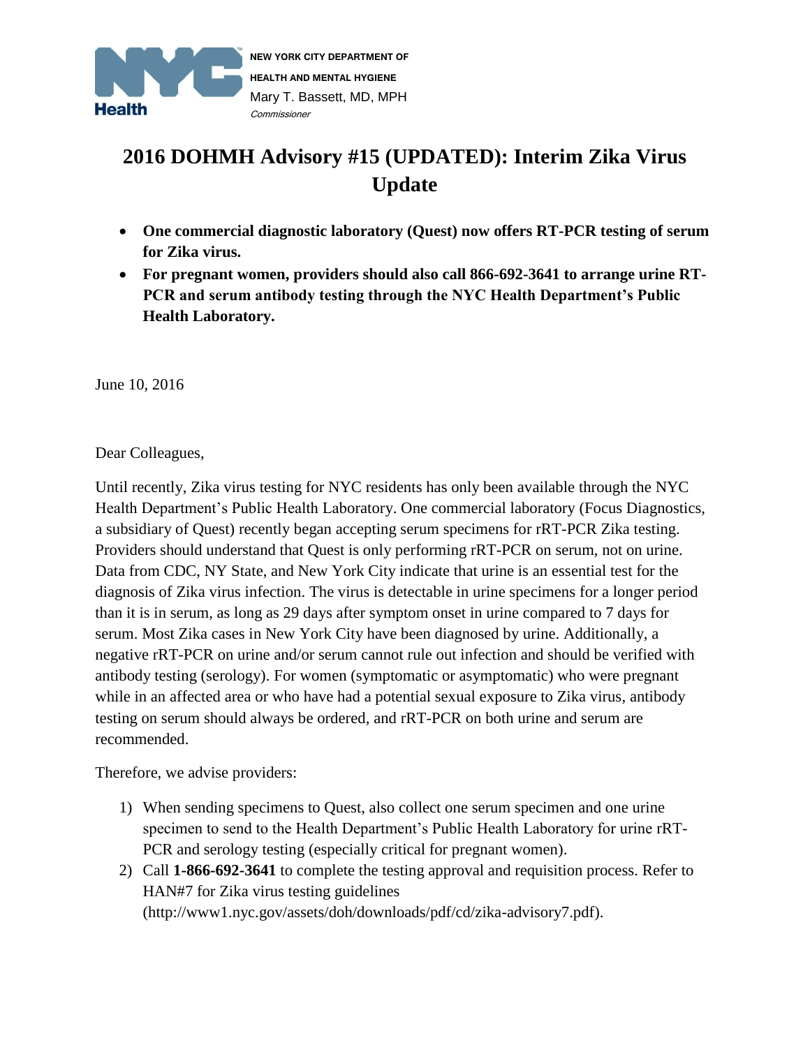NEW YORK CITY DEPARTMENT OF HEALTH AND MENTAL HYGIENE
Mary T. Bassett, MD, MPH
*Commissioner*

# 2016 DOHMH Advisory #15 (UPDATED): Interim Zika Virus Update

- **One commercial diagnostic laboratory (Quest) now offers RT-PCR testing of serum for Zika virus.**
- **For pregnant women, providers should also call 866-692-3641 to arrange urine RT-PCR and serum antibody testing through the NYC Health Department's Public Health Laboratory.**

June 10, 2016

Dear Colleagues,

Until recently, Zika virus testing for NYC residents has only been available through the NYC Health Department's Public Health Laboratory. One commercial laboratory (Focus Diagnostics, a subsidiary of Quest) recently began accepting serum specimens for rRT-PCR Zika testing. Providers should understand that Quest is only performing rRT-PCR on serum, not on urine. Data from CDC, NY State, and New York City indicate that urine is an essential test for the diagnosis of Zika virus infection. The virus is detectable in urine specimens for a longer period than it is in serum, as long as 29 days after symptom onset in urine compared to 7 days for serum. Most Zika cases in New York City have been diagnosed by urine. Additionally, a negative rRT-PCR on urine and/or serum cannot rule out infection and should be verified with antibody testing (serology). For women (symptomatic or asymptomatic) who were pregnant while in an affected area or who have had a potential sexual exposure to Zika virus, antibody testing on serum should always be ordered, and rRT-PCR on both urine and serum are recommended.

Therefore, we advise providers:

1) When sending specimens to Quest, also collect one serum specimen and one urine specimen to send to the Health Department's Public Health Laboratory for urine rRT-PCR and serology testing (especially critical for pregnant women).
2) Call **1-866-692-3641** to complete the testing approval and requisition process. Refer to HAN#7 for Zika virus testing guidelines (http://www1.nyc.gov/assets/doh/downloads/pdf/cd/zika-advisory7.pdf).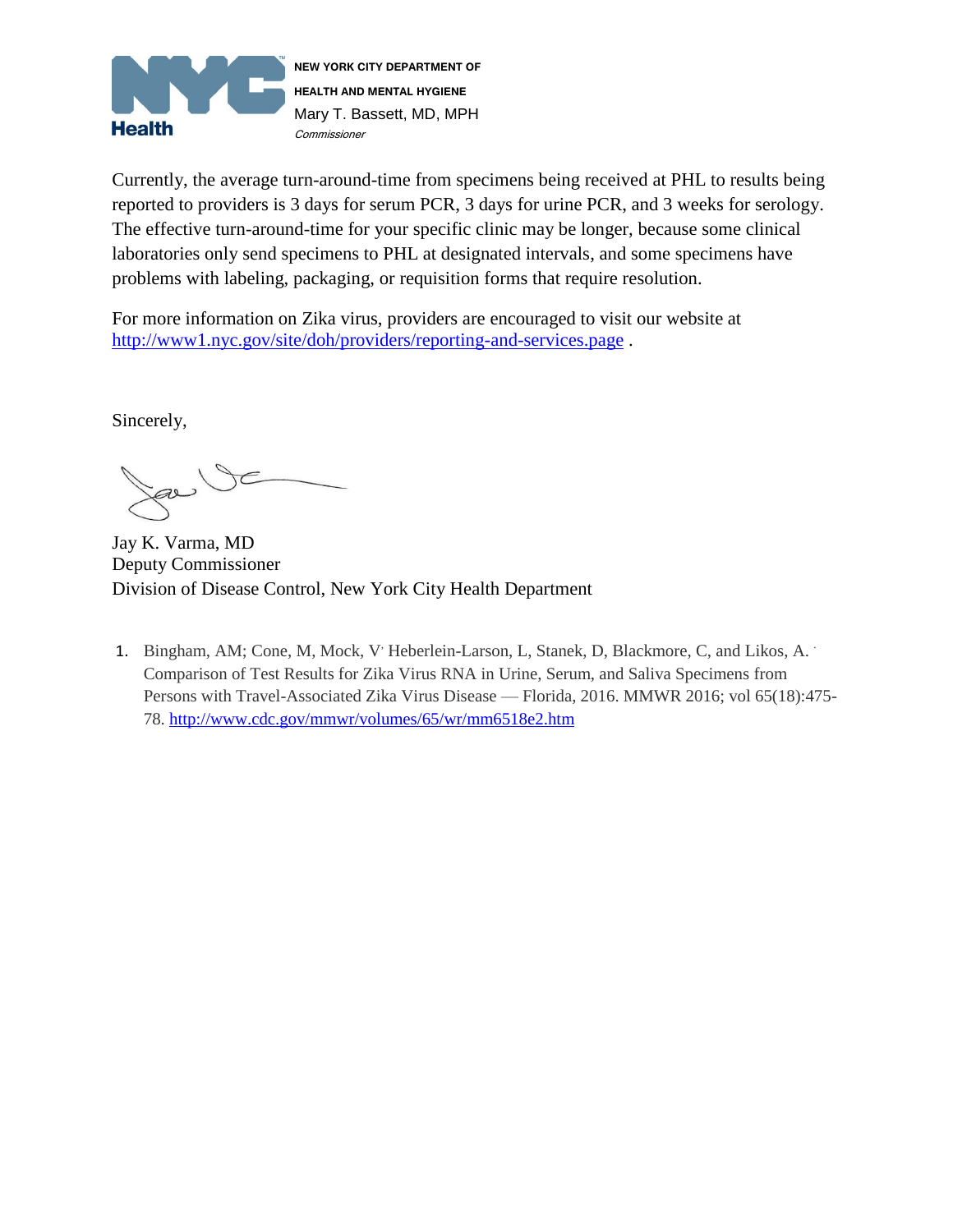**NEW YORK CITY DEPARTMENT OF HEALTH AND MENTAL HYGIENE**
Mary T. Bassett, MD, MPH
*Commissioner*

Currently, the average turn-around-time from specimens being received at PHL to results being reported to providers is 3 days for serum PCR, 3 days for urine PCR, and 3 weeks for serology. The effective turn-around-time for your specific clinic may be longer, because some clinical laboratories only send specimens to PHL at designated intervals, and some specimens have problems with labeling, packaging, or requisition forms that require resolution.

For more information on Zika virus, providers are encouraged to visit our website at [http://www1.nyc.gov/site/doh/providers/reporting-and-services.page](http://www1.nyc.gov/site/doh/providers/reporting-and-services.page) .

Sincerely,

Jay K. Varma, MD
Deputy Commissioner
Division of Disease Control, New York City Health Department

1. Bingham, AM; Cone, M, Mock, V' Heberlein-Larson, L, Stanek, D, Blackmore, C, and Likos, A. Comparison of Test Results for Zika Virus RNA in Urine, Serum, and Saliva Specimens from Persons with Travel-Associated Zika Virus Disease — Florida, 2016. MMWR 2016; vol 65(18):475-78. [http://www.cdc.gov/mmwr/volumes/65/wr/mm6518e2.htm](http://www.cdc.gov/mmwr/volumes/65/wr/mm6518e2.htm)